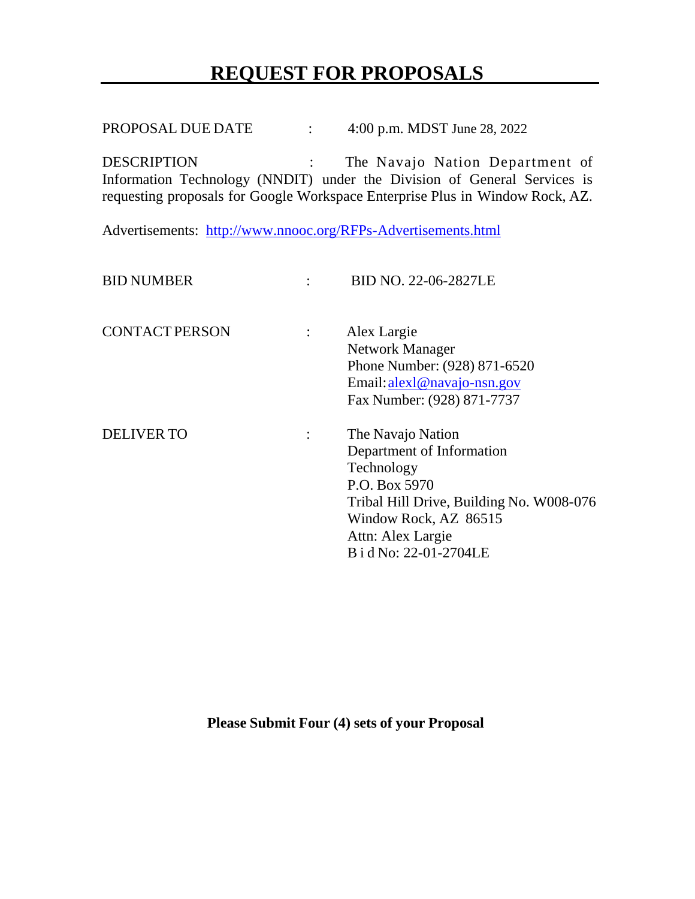# REQUEST FOR PROPOSALS

PROPOSAL DUE DATE : 4:00 p.m. MDST June 28, 2022

DESCRIPTION : The Navajo Nation Department of Information Technology (NNDIT) under the Division of General Services is requesting proposals for Google Workspace Enterprise Plus in Window Rock, AZ.

Advertisements: http://www.nnooc.org/RFPs-Advertisements.html

BID NUMBER : BID NO. 22-06-2827LE

CONTACT PERSON : Alex Largie
Network Manager
Phone Number: (928) 871-6520
Email: alexl@navajo-nsn.gov
Fax Number: (928) 871-7737

DELIVER TO : The Navajo Nation
Department of Information Technology
P.O. Box 5970
Tribal Hill Drive, Building No. W008-076
Window Rock, AZ 86515
Attn: Alex Largie
Bid No: 22-01-2704LE

**Please Submit Four (4) sets of your Proposal**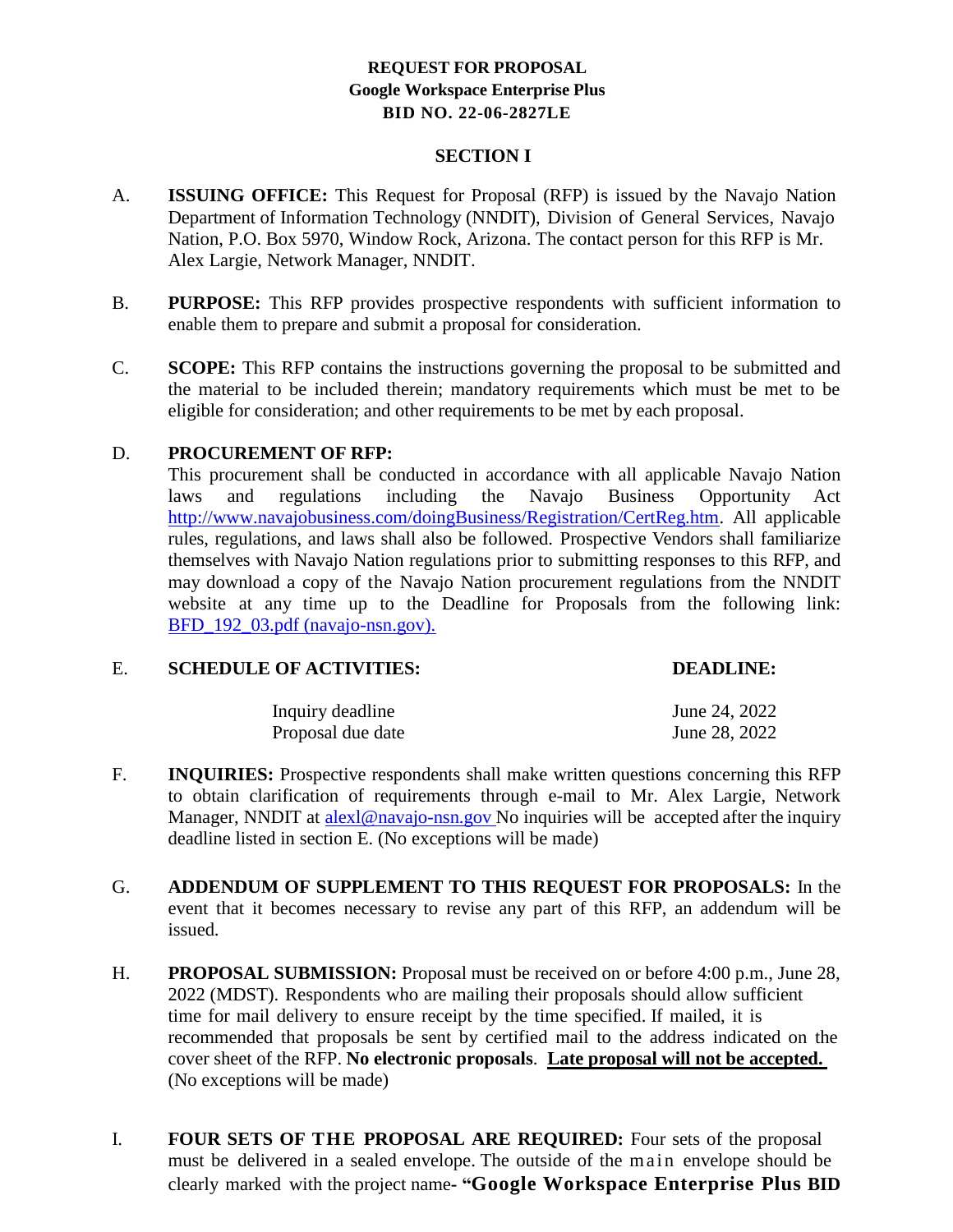**REQUEST FOR PROPOSAL**
**Google Workspace Enterprise Plus**
**BID NO. 22-06-2827LE**

**SECTION I**

A. **ISSUING OFFICE:** This Request for Proposal (RFP) is issued by the Navajo Nation Department of Information Technology (NNDIT), Division of General Services, Navajo Nation, P.O. Box 5970, Window Rock, Arizona. The contact person for this RFP is Mr. Alex Largie, Network Manager, NNDIT.

B. **PURPOSE:** This RFP provides prospective respondents with sufficient information to enable them to prepare and submit a proposal for consideration.

C. **SCOPE:** This RFP contains the instructions governing the proposal to be submitted and the material to be included therein; mandatory requirements which must be met to be eligible for consideration; and other requirements to be met by each proposal.

D. **PROCUREMENT OF RFP:**
This procurement shall be conducted in accordance with all applicable Navajo Nation laws and regulations including the Navajo Business Opportunity Act http://www.navajobusiness.com/doingBusiness/Registration/CertReg.htm. All applicable rules, regulations, and laws shall also be followed. Prospective Vendors shall familiarize themselves with Navajo Nation regulations prior to submitting responses to this RFP, and may download a copy of the Navajo Nation procurement regulations from the NNDIT website at any time up to the Deadline for Proposals from the following link: BFD_192_03.pdf (navajo-nsn.gov).

E. **SCHEDULE OF ACTIVITIES:**

| SCHEDULE OF ACTIVITIES: | DEADLINE: |
|---|---|
| Inquiry deadline | June 24, 2022 |
| Proposal due date | June 28, 2022 |

F. **INQUIRIES:** Prospective respondents shall make written questions concerning this RFP to obtain clarification of requirements through e-mail to Mr. Alex Largie, Network Manager, NNDIT at alexl@navajo-nsn.gov No inquiries will be accepted after the inquiry deadline listed in section E. (No exceptions will be made)

G. **ADDENDUM OF SUPPLEMENT TO THIS REQUEST FOR PROPOSALS:** In the event that it becomes necessary to revise any part of this RFP, an addendum will be issued.

H. **PROPOSAL SUBMISSION:** Proposal must be received on or before 4:00 p.m., June 28, 2022 (MDST). Respondents who are mailing their proposals should allow sufficient time for mail delivery to ensure receipt by the time specified. If mailed, it is recommended that proposals be sent by certified mail to the address indicated on the cover sheet of the RFP. **No electronic proposals**. **<u>Late proposal will not be accepted.</u>** (No exceptions will be made)

I. **FOUR SETS OF THE PROPOSAL ARE REQUIRED:** Four sets of the proposal must be delivered in a sealed envelope. The outside of the main envelope should be clearly marked with the project name- **"Google Workspace Enterprise Plus BID**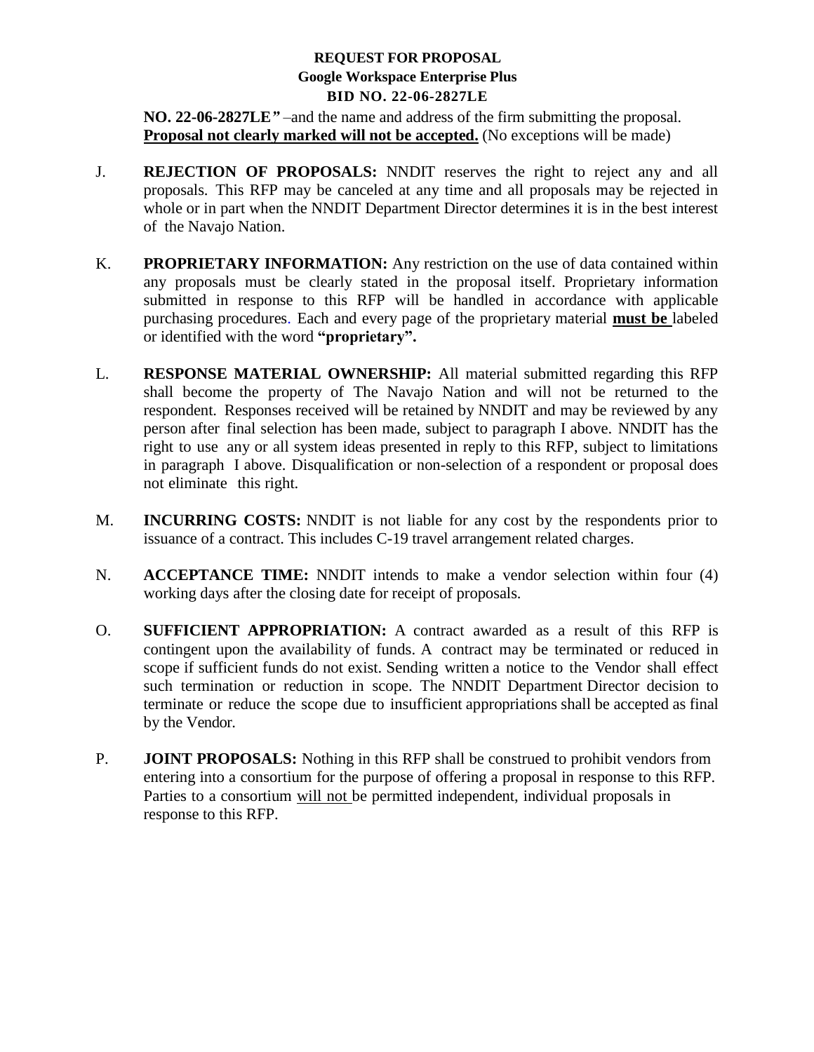**NO. 22-06-2827LE"** –and the name and address of the firm submitting the proposal. **Proposal not clearly marked will not be accepted.** (No exceptions will be made)

J. **REJECTION OF PROPOSALS:** NNDIT reserves the right to reject any and all proposals. This RFP may be canceled at any time and all proposals may be rejected in whole or in part when the NNDIT Department Director determines it is in the best interest of the Navajo Nation.

K. **PROPRIETARY INFORMATION:** Any restriction on the use of data contained within any proposals must be clearly stated in the proposal itself. Proprietary information submitted in response to this RFP will be handled in accordance with applicable purchasing procedures. Each and every page of the proprietary material **must be** labeled or identified with the word **"proprietary".**

L. **RESPONSE MATERIAL OWNERSHIP:** All material submitted regarding this RFP shall become the property of The Navajo Nation and will not be returned to the respondent. Responses received will be retained by NNDIT and may be reviewed by any person after final selection has been made, subject to paragraph I above. NNDIT has the right to use any or all system ideas presented in reply to this RFP, subject to limitations in paragraph I above. Disqualification or non-selection of a respondent or proposal does not eliminate this right.

M. **INCURRING COSTS:** NNDIT is not liable for any cost by the respondents prior to issuance of a contract. This includes C-19 travel arrangement related charges.

N. **ACCEPTANCE TIME:** NNDIT intends to make a vendor selection within four (4) working days after the closing date for receipt of proposals.

O. **SUFFICIENT APPROPRIATION:** A contract awarded as a result of this RFP is contingent upon the availability of funds. A contract may be terminated or reduced in scope if sufficient funds do not exist. Sending written a notice to the Vendor shall effect such termination or reduction in scope. The NNDIT Department Director decision to terminate or reduce the scope due to insufficient appropriations shall be accepted as final by the Vendor.

P. **JOINT PROPOSALS:** Nothing in this RFP shall be construed to prohibit vendors from entering into a consortium for the purpose of offering a proposal in response to this RFP. Parties to a consortium will not be permitted independent, individual proposals in response to this RFP.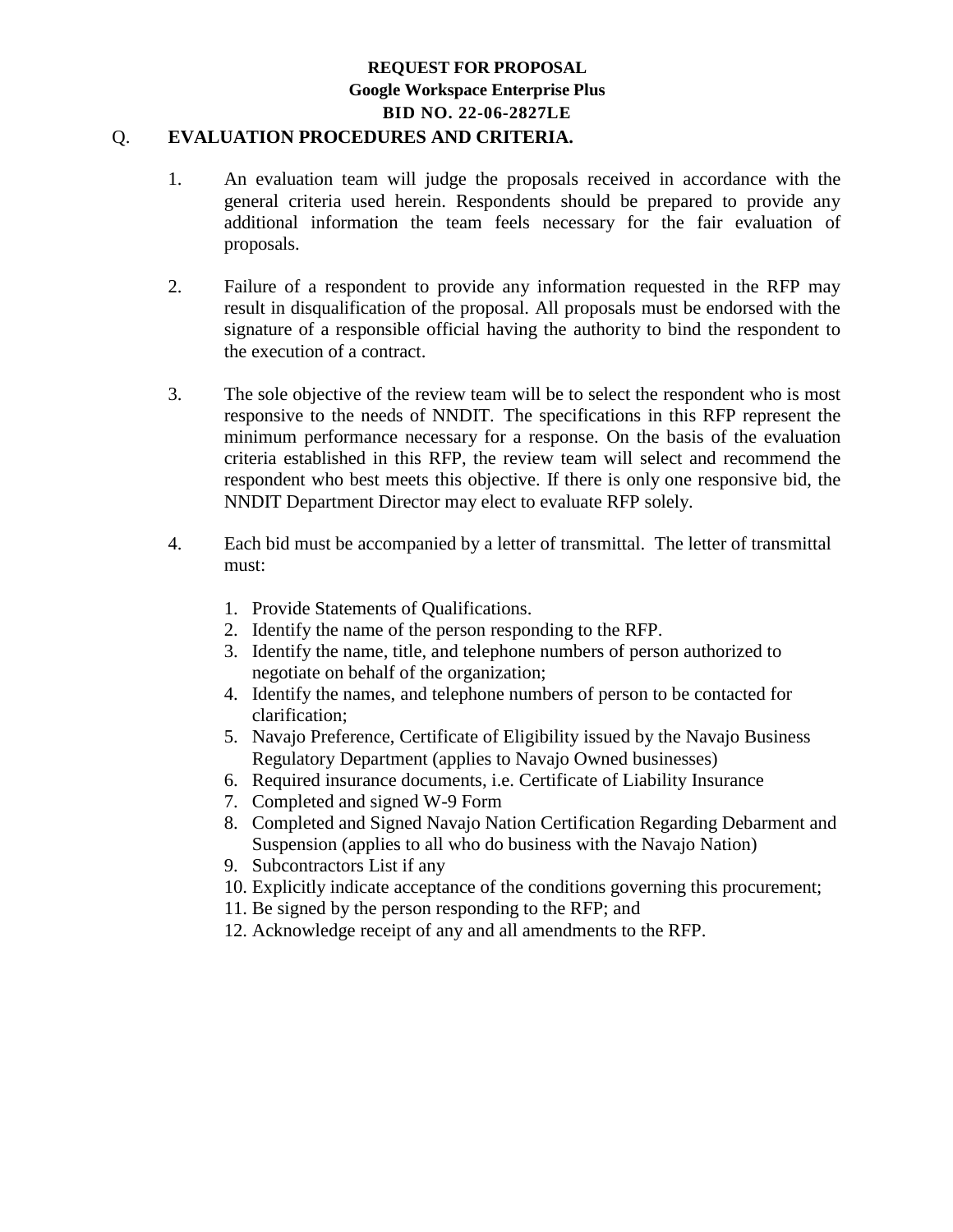**REQUEST FOR PROPOSAL**
**Google Workspace Enterprise Plus**
**BID NO. 22-06-2827LE**

## Q. EVALUATION PROCEDURES AND CRITERIA.

1. An evaluation team will judge the proposals received in accordance with the general criteria used herein. Respondents should be prepared to provide any additional information the team feels necessary for the fair evaluation of proposals.

2. Failure of a respondent to provide any information requested in the RFP may result in disqualification of the proposal. All proposals must be endorsed with the signature of a responsible official having the authority to bind the respondent to the execution of a contract.

3. The sole objective of the review team will be to select the respondent who is most responsive to the needs of NNDIT. The specifications in this RFP represent the minimum performance necessary for a response. On the basis of the evaluation criteria established in this RFP, the review team will select and recommend the respondent who best meets this objective. If there is only one responsive bid, the NNDIT Department Director may elect to evaluate RFP solely.

4. Each bid must be accompanied by a letter of transmittal. The letter of transmittal must:

   1. Provide Statements of Qualifications.
   2. Identify the name of the person responding to the RFP.
   3. Identify the name, title, and telephone numbers of person authorized to negotiate on behalf of the organization;
   4. Identify the names, and telephone numbers of person to be contacted for clarification;
   5. Navajo Preference, Certificate of Eligibility issued by the Navajo Business Regulatory Department (applies to Navajo Owned businesses)
   6. Required insurance documents, i.e. Certificate of Liability Insurance
   7. Completed and signed W-9 Form
   8. Completed and Signed Navajo Nation Certification Regarding Debarment and Suspension (applies to all who do business with the Navajo Nation)
   9. Subcontractors List if any
   10. Explicitly indicate acceptance of the conditions governing this procurement;
   11. Be signed by the person responding to the RFP; and
   12. Acknowledge receipt of any and all amendments to the RFP.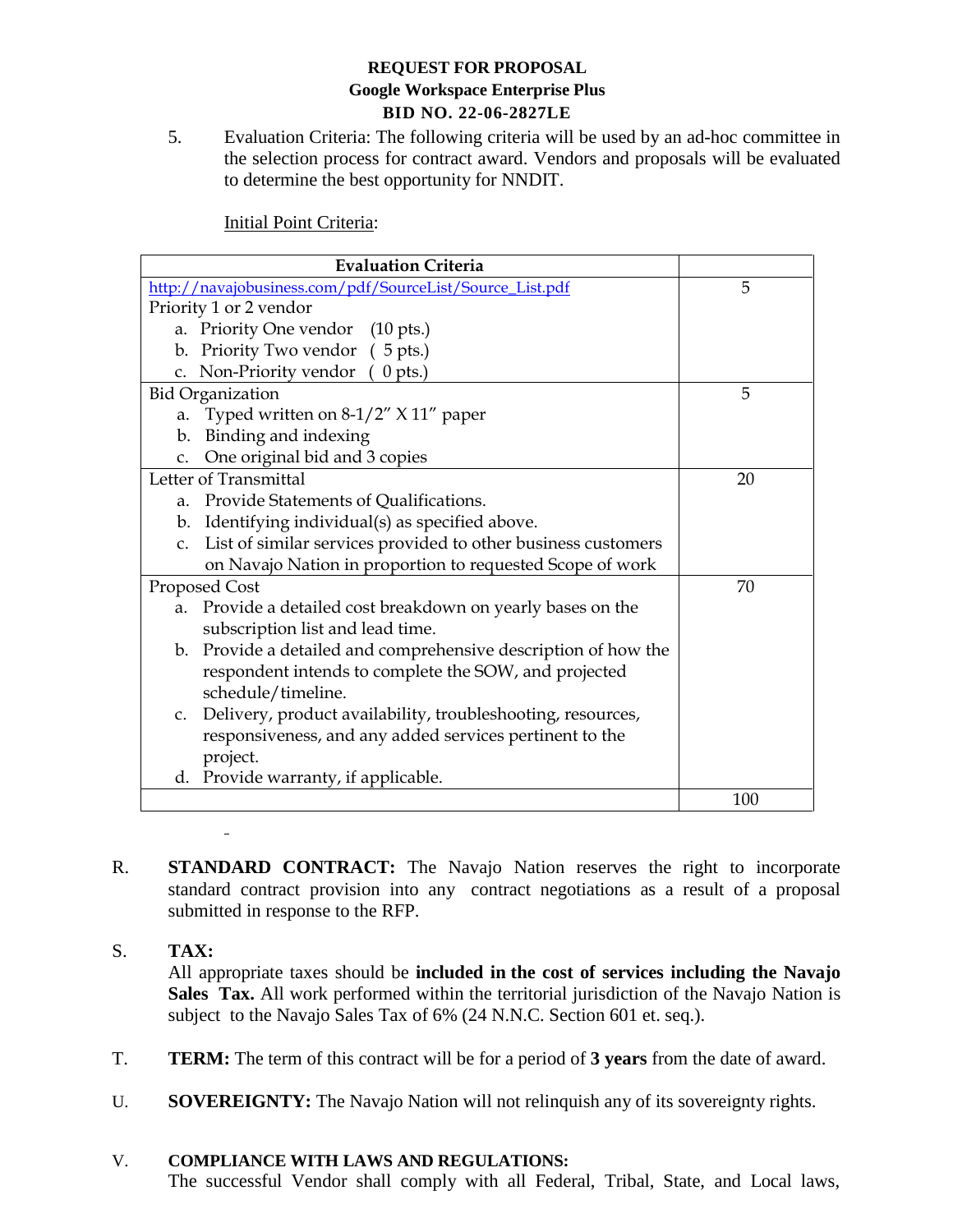**REQUEST FOR PROPOSAL**
**Google Workspace Enterprise Plus**
**BID NO. 22-06-2827LE**

5. Evaluation Criteria: The following criteria will be used by an ad-hoc committee in the selection process for contract award. Vendors and proposals will be evaluated to determine the best opportunity for NNDIT.

   Initial Point Criteria:

| Evaluation Criteria | |
|---|---|
| http://navajobusiness.com/pdf/SourceList/Source_List.pdf<br>Priority 1 or 2 vendor<br>a. Priority One vendor (10 pts.)<br>b. Priority Two vendor ( 5 pts.)<br>c. Non-Priority vendor ( 0 pts.) | 5 |
| Bid Organization<br>a. Typed written on 8-1/2" X 11" paper<br>b. Binding and indexing<br>c. One original bid and 3 copies | 5 |
| Letter of Transmittal<br>a. Provide Statements of Qualifications.<br>b. Identifying individual(s) as specified above.<br>c. List of similar services provided to other business customers on Navajo Nation in proportion to requested Scope of work | 20 |
| Proposed Cost<br>a. Provide a detailed cost breakdown on yearly bases on the subscription list and lead time.<br>b. Provide a detailed and comprehensive description of how the respondent intends to complete the SOW, and projected schedule/timeline.<br>c. Delivery, product availability, troubleshooting, resources, responsiveness, and any added services pertinent to the project.<br>d. Provide warranty, if applicable. | 70 |
| | 100 |

R. **STANDARD CONTRACT:** The Navajo Nation reserves the right to incorporate standard contract provision into any contract negotiations as a result of a proposal submitted in response to the RFP.

S. **TAX:**
All appropriate taxes should be **included in the cost of services including the Navajo Sales Tax.** All work performed within the territorial jurisdiction of the Navajo Nation is subject to the Navajo Sales Tax of 6% (24 N.N.C. Section 601 et. seq.).

T. **TERM:** The term of this contract will be for a period of **3 years** from the date of award.

U. **SOVEREIGNTY:** The Navajo Nation will not relinquish any of its sovereignty rights.

V. **COMPLIANCE WITH LAWS AND REGULATIONS:**
The successful Vendor shall comply with all Federal, Tribal, State, and Local laws,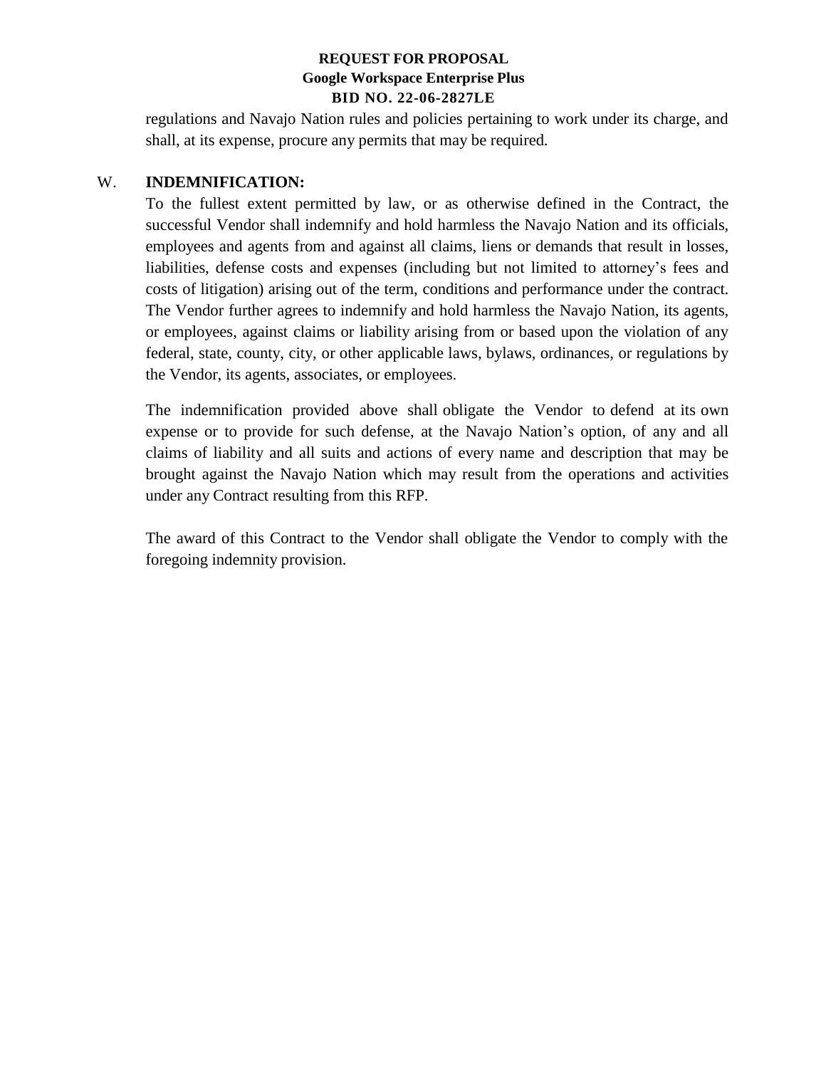regulations and Navajo Nation rules and policies pertaining to work under its charge, and shall, at its expense, procure any permits that may be required.

W. **INDEMNIFICATION:**

To the fullest extent permitted by law, or as otherwise defined in the Contract, the successful Vendor shall indemnify and hold harmless the Navajo Nation and its officials, employees and agents from and against all claims, liens or demands that result in losses, liabilities, defense costs and expenses (including but not limited to attorney's fees and costs of litigation) arising out of the term, conditions and performance under the contract. The Vendor further agrees to indemnify and hold harmless the Navajo Nation, its agents, or employees, against claims or liability arising from or based upon the violation of any federal, state, county, city, or other applicable laws, bylaws, ordinances, or regulations by the Vendor, its agents, associates, or employees.

The indemnification provided above shall obligate the Vendor to defend at its own expense or to provide for such defense, at the Navajo Nation's option, of any and all claims of liability and all suits and actions of every name and description that may be brought against the Navajo Nation which may result from the operations and activities under any Contract resulting from this RFP.

The award of this Contract to the Vendor shall obligate the Vendor to comply with the foregoing indemnity provision.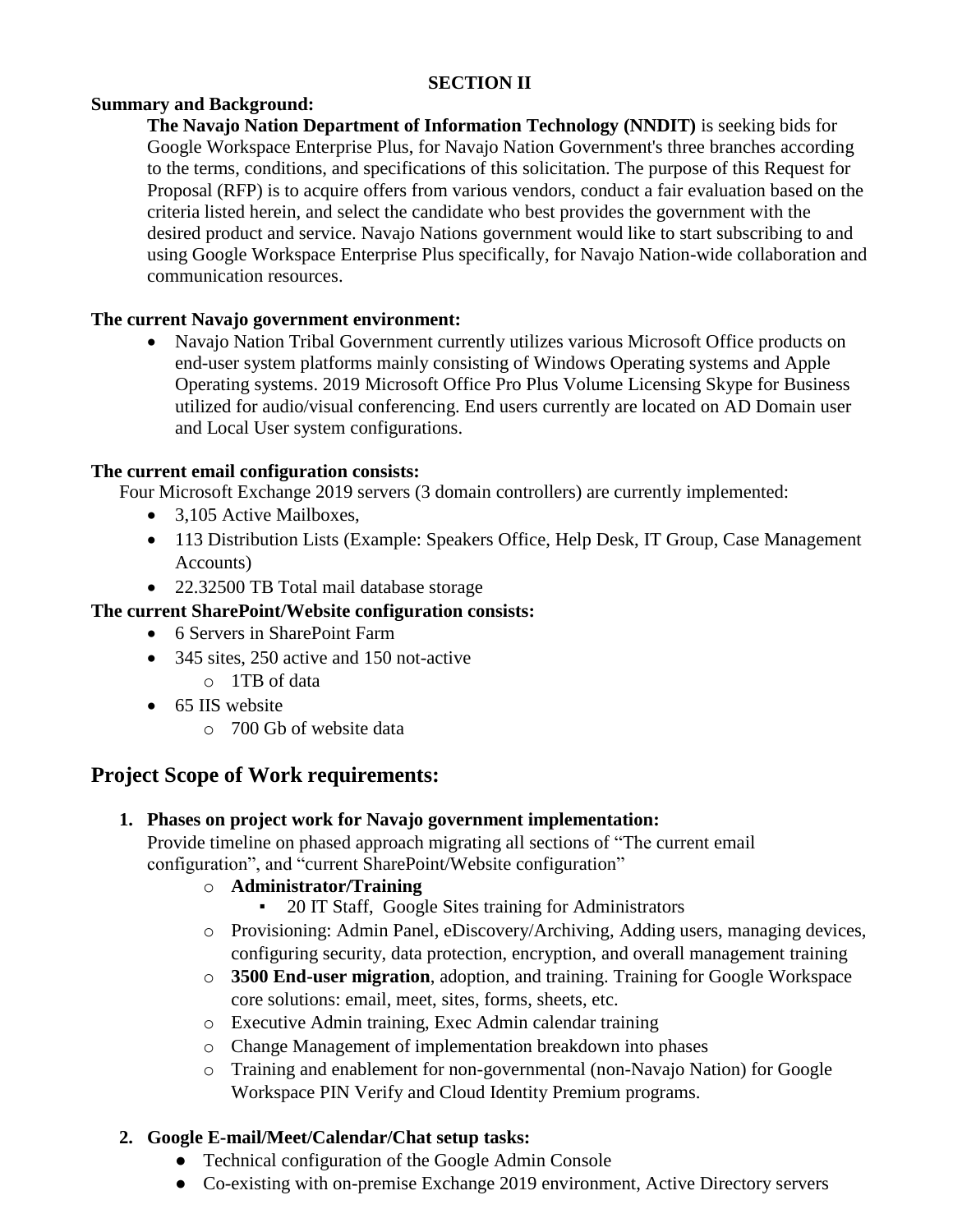**SECTION II**

**Summary and Background:**

**The Navajo Nation Department of Information Technology (NNDIT)** is seeking bids for Google Workspace Enterprise Plus, for Navajo Nation Government's three branches according to the terms, conditions, and specifications of this solicitation. The purpose of this Request for Proposal (RFP) is to acquire offers from various vendors, conduct a fair evaluation based on the criteria listed herein, and select the candidate who best provides the government with the desired product and service. Navajo Nations government would like to start subscribing to and using Google Workspace Enterprise Plus specifically, for Navajo Nation-wide collaboration and communication resources.

**The current Navajo government environment:**

- Navajo Nation Tribal Government currently utilizes various Microsoft Office products on end-user system platforms mainly consisting of Windows Operating systems and Apple Operating systems. 2019 Microsoft Office Pro Plus Volume Licensing Skype for Business utilized for audio/visual conferencing. End users currently are located on AD Domain user and Local User system configurations.

**The current email configuration consists:**

Four Microsoft Exchange 2019 servers (3 domain controllers) are currently implemented:

- 3,105 Active Mailboxes,
- 113 Distribution Lists (Example: Speakers Office, Help Desk, IT Group, Case Management Accounts)
- 22.32500 TB Total mail database storage

**The current SharePoint/Website configuration consists:**

- 6 Servers in SharePoint Farm
- 345 sites, 250 active and 150 not-active
  - 1TB of data
- 65 IIS website
  - 700 Gb of website data

## Project Scope of Work requirements:

1. **Phases on project work for Navajo government implementation:**
   Provide timeline on phased approach migrating all sections of "The current email configuration", and "current SharePoint/Website configuration"
   - **Administrator/Training**
     - 20 IT Staff, Google Sites training for Administrators
   - Provisioning: Admin Panel, eDiscovery/Archiving, Adding users, managing devices, configuring security, data protection, encryption, and overall management training
   - **3500 End-user migration**, adoption, and training. Training for Google Workspace core solutions: email, meet, sites, forms, sheets, etc.
   - Executive Admin training, Exec Admin calendar training
   - Change Management of implementation breakdown into phases
   - Training and enablement for non-governmental (non-Navajo Nation) for Google Workspace PIN Verify and Cloud Identity Premium programs.

2. **Google E-mail/Meet/Calendar/Chat setup tasks:**
   - Technical configuration of the Google Admin Console
   - Co-existing with on-premise Exchange 2019 environment, Active Directory servers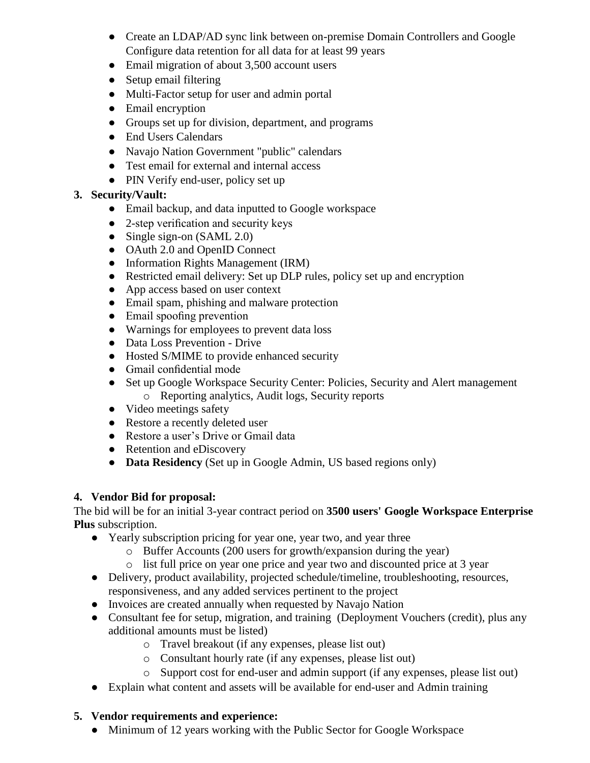- Create an LDAP/AD sync link between on-premise Domain Controllers and Google Configure data retention for all data for at least 99 years
- Email migration of about 3,500 account users
- Setup email filtering
- Multi-Factor setup for user and admin portal
- Email encryption
- Groups set up for division, department, and programs
- End Users Calendars
- Navajo Nation Government "public" calendars
- Test email for external and internal access
- PIN Verify end-user, policy set up

3. **Security/Vault:**
   - Email backup, and data inputted to Google workspace
   - 2-step verification and security keys
   - Single sign-on (SAML 2.0)
   - OAuth 2.0 and OpenID Connect
   - Information Rights Management (IRM)
   - Restricted email delivery: Set up DLP rules, policy set up and encryption
   - App access based on user context
   - Email spam, phishing and malware protection
   - Email spoofing prevention
   - Warnings for employees to prevent data loss
   - Data Loss Prevention - Drive
   - Hosted S/MIME to provide enhanced security
   - Gmail confidential mode
   - Set up Google Workspace Security Center: Policies, Security and Alert management
     - Reporting analytics, Audit logs, Security reports
   - Video meetings safety
   - Restore a recently deleted user
   - Restore a user's Drive or Gmail data
   - Retention and eDiscovery
   - **Data Residency** (Set up in Google Admin, US based regions only)

4. **Vendor Bid for proposal:**

The bid will be for an initial 3-year contract period on **3500 users' Google Workspace Enterprise Plus** subscription.

- Yearly subscription pricing for year one, year two, and year three
  - Buffer Accounts (200 users for growth/expansion during the year)
  - list full price on year one price and year two and discounted price at 3 year
- Delivery, product availability, projected schedule/timeline, troubleshooting, resources, responsiveness, and any added services pertinent to the project
- Invoices are created annually when requested by Navajo Nation
- Consultant fee for setup, migration, and training (Deployment Vouchers (credit), plus any additional amounts must be listed)
  - Travel breakout (if any expenses, please list out)
  - Consultant hourly rate (if any expenses, please list out)
  - Support cost for end-user and admin support (if any expenses, please list out)
- Explain what content and assets will be available for end-user and Admin training

5. **Vendor requirements and experience:**
   - Minimum of 12 years working with the Public Sector for Google Workspace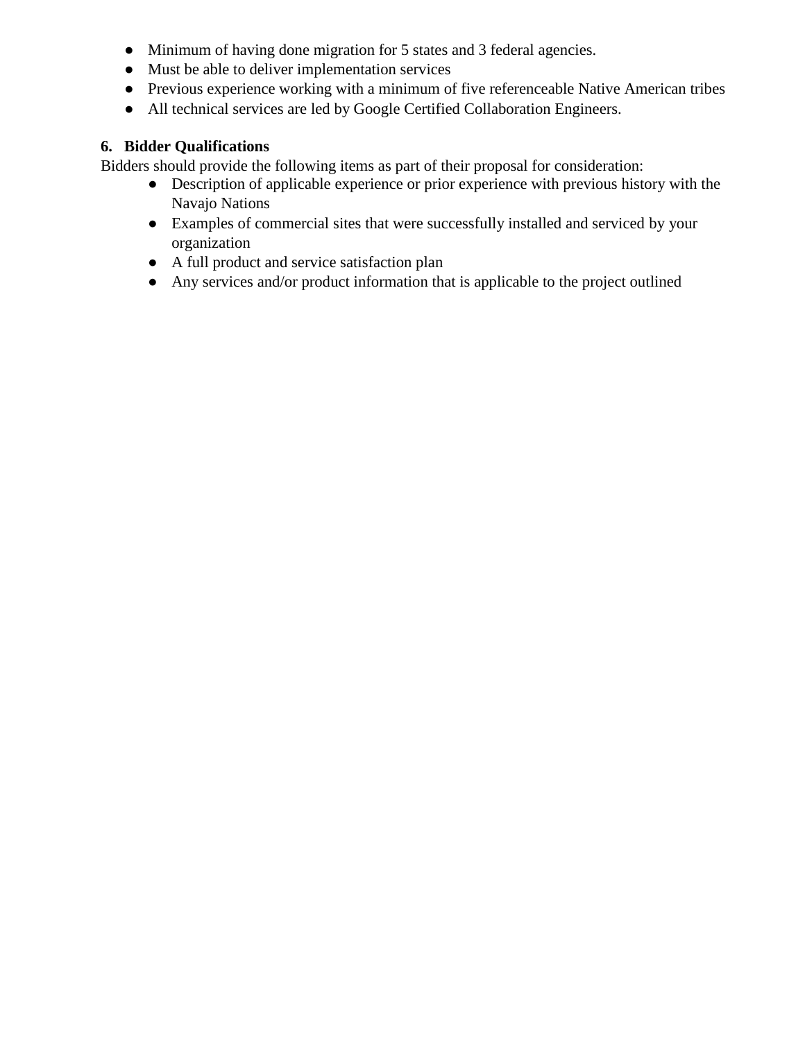- Minimum of having done migration for 5 states and 3 federal agencies.
- Must be able to deliver implementation services
- Previous experience working with a minimum of five referenceable Native American tribes
- All technical services are led by Google Certified Collaboration Engineers.

**6. Bidder Qualifications**

Bidders should provide the following items as part of their proposal for consideration:

- Description of applicable experience or prior experience with previous history with the Navajo Nations
- Examples of commercial sites that were successfully installed and serviced by your organization
- A full product and service satisfaction plan
- Any services and/or product information that is applicable to the project outlined